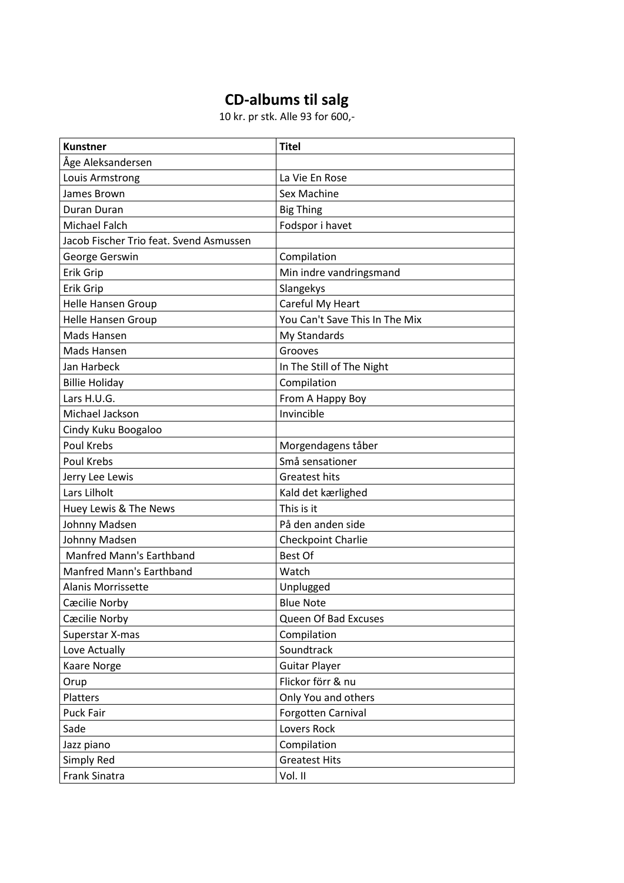# CD-albums til salg

10 kr. pr stk. Alle 93 for 600,-

| Kunstner | Titel |
|---|---|
| Åge Aleksandersen | |
| Louis Armstrong | La Vie En Rose |
| James Brown | Sex Machine |
| Duran Duran | Big Thing |
| Michael Falch | Fodspor i havet |
| Jacob Fischer Trio feat. Svend Asmussen | |
| George Gerswin | Compilation |
| Erik Grip | Min indre vandringsmand |
| Erik Grip | Slangekys |
| Helle Hansen Group | Careful My Heart |
| Helle Hansen Group | You Can't Save This In The Mix |
| Mads Hansen | My Standards |
| Mads Hansen | Grooves |
| Jan Harbeck | In The Still of The Night |
| Billie Holiday | Compilation |
| Lars H.U.G. | From A Happy Boy |
| Michael Jackson | Invincible |
| Cindy Kuku Boogaloo | |
| Poul Krebs | Morgendagens tåber |
| Poul Krebs | Små sensationer |
| Jerry Lee Lewis | Greatest hits |
| Lars Lilholt | Kald det kærlighed |
| Huey Lewis & The News | This is it |
| Johnny Madsen | På den anden side |
| Johnny Madsen | Checkpoint Charlie |
| Manfred Mann's Earthband | Best Of |
| Manfred Mann's Earthband | Watch |
| Alanis Morrissette | Unplugged |
| Cæcilie Norby | Blue Note |
| Cæcilie Norby | Queen Of Bad Excuses |
| Superstar X-mas | Compilation |
| Love Actually | Soundtrack |
| Kaare Norge | Guitar Player |
| Orup | Flickor förr & nu |
| Platters | Only You and others |
| Puck Fair | Forgotten Carnival |
| Sade | Lovers Rock |
| Jazz piano | Compilation |
| Simply Red | Greatest Hits |
| Frank Sinatra | Vol. II |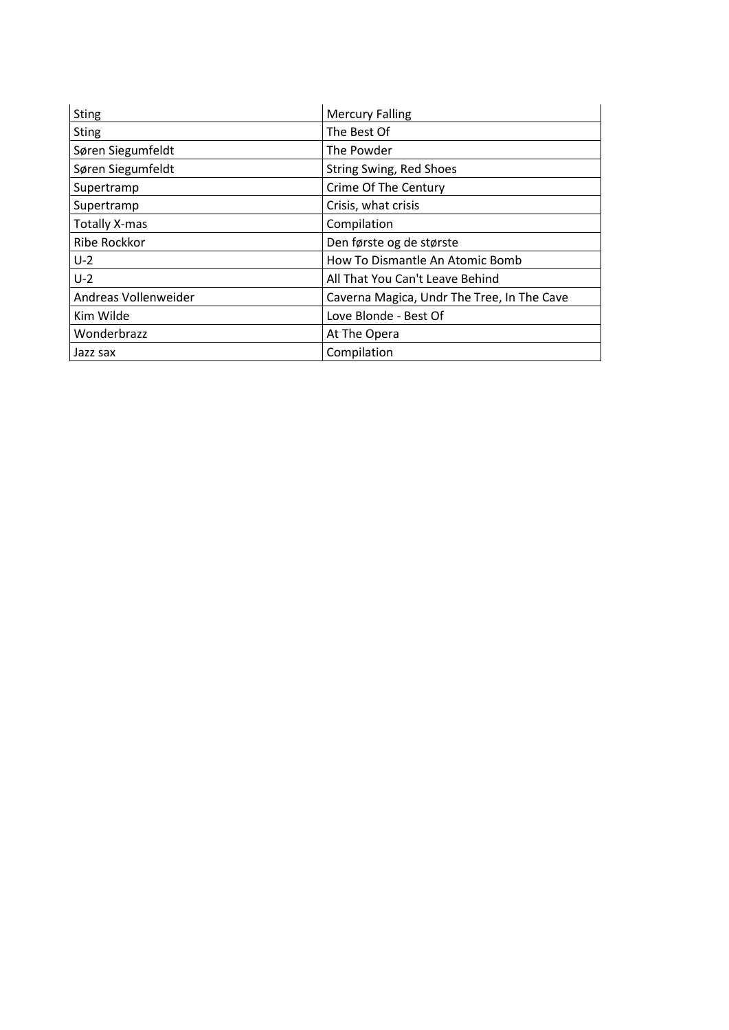| | |
|---|---|
| Sting | Mercury Falling |
| Sting | The Best Of |
| Søren Siegumfeldt | The Powder |
| Søren Siegumfeldt | String Swing, Red Shoes |
| Supertramp | Crime Of The Century |
| Supertramp | Crisis, what crisis |
| Totally X-mas | Compilation |
| Ribe Rockkor | Den første og de største |
| U-2 | How To Dismantle An Atomic Bomb |
| U-2 | All That You Can't Leave Behind |
| Andreas Vollenweider | Caverna Magica, Undr The Tree, In The Cave |
| Kim Wilde | Love Blonde - Best Of |
| Wonderbrazz | At The Opera |
| Jazz sax | Compilation |